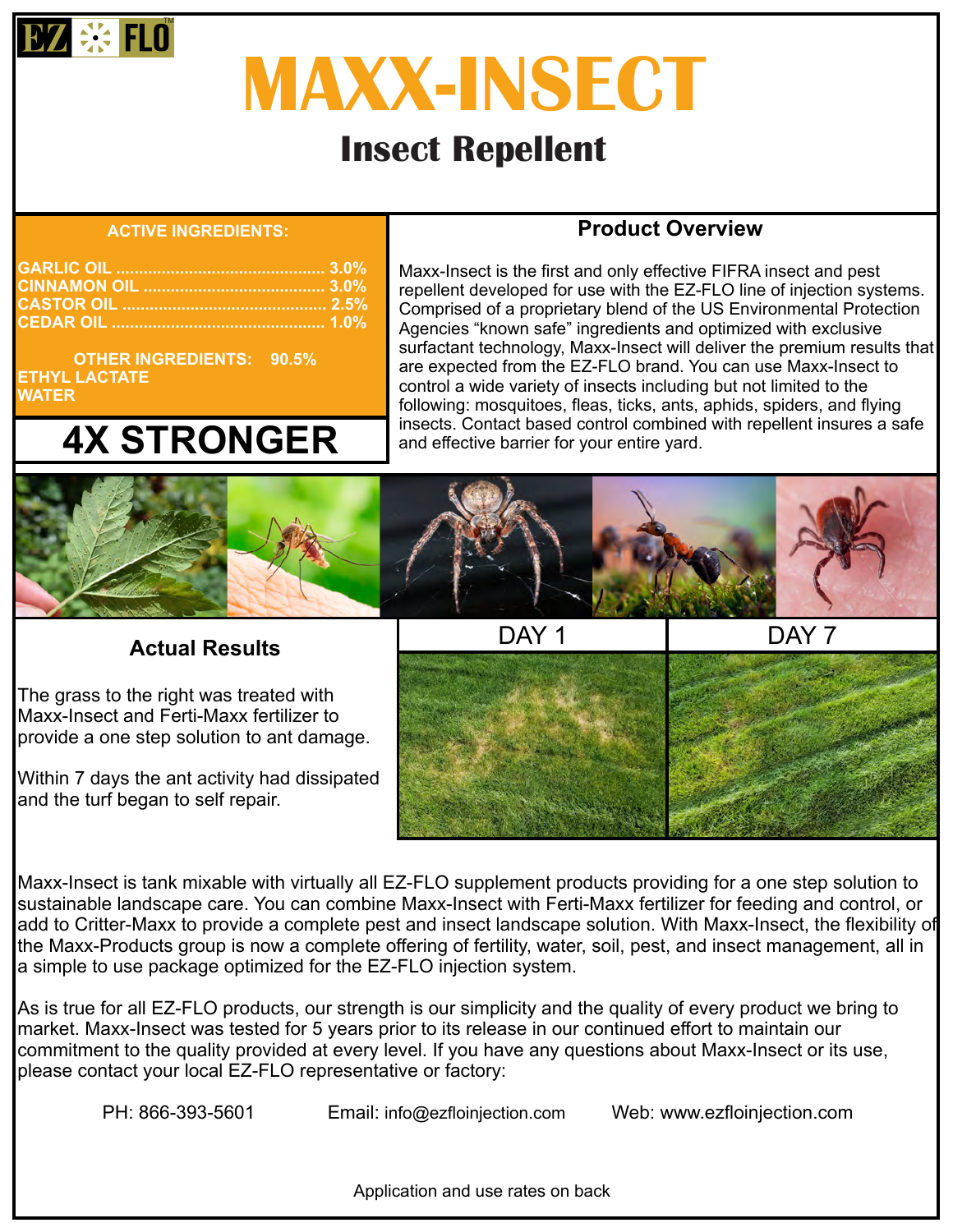EZ FLO™

# MAXX-INSECT

## Insect Repellent

**ACTIVE INGREDIENTS:**

GARLIC OIL .............................................. 3.0%
CINNAMON OIL ........................................ 3.0%
CASTOR OIL ............................................. 2.5%
CEDAR OIL ............................................... 1.0%

OTHER INGREDIENTS: 90.5%
ETHYL LACTATE
WATER

**4X STRONGER**

### Product Overview

Maxx-Insect is the first and only effective FIFRA insect and pest repellent developed for use with the EZ-FLO line of injection systems. Comprised of a proprietary blend of the US Environmental Protection Agencies "known safe" ingredients and optimized with exclusive surfactant technology, Maxx-Insect will deliver the premium results that are expected from the EZ-FLO brand. You can use Maxx-Insect to control a wide variety of insects including but not limited to the following: mosquitoes, fleas, ticks, ants, aphids, spiders, and flying insects. Contact based control combined with repellent insures a safe and effective barrier for your entire yard.

### Actual Results

The grass to the right was treated with Maxx-Insect and Ferti-Maxx fertilizer to provide a one step solution to ant damage.

Within 7 days the ant activity had dissipated and the turf began to self repair.

DAY 1

DAY 7

Maxx-Insect is tank mixable with virtually all EZ-FLO supplement products providing for a one step solution to sustainable landscape care. You can combine Maxx-Insect with Ferti-Maxx fertilizer for feeding and control, or add to Critter-Maxx to provide a complete pest and insect landscape solution. With Maxx-Insect, the flexibility of the Maxx-Products group is now a complete offering of fertility, water, soil, pest, and insect management, all in a simple to use package optimized for the EZ-FLO injection system.

As is true for all EZ-FLO products, our strength is our simplicity and the quality of every product we bring to market. Maxx-Insect was tested for 5 years prior to its release in our continued effort to maintain our commitment to the quality provided at every level. If you have any questions about Maxx-Insect or its use, please contact your local EZ-FLO representative or factory:

PH: 866-393-5601    Email: info@ezfloinjection.com    Web: www.ezfloinjection.com

Application and use rates on back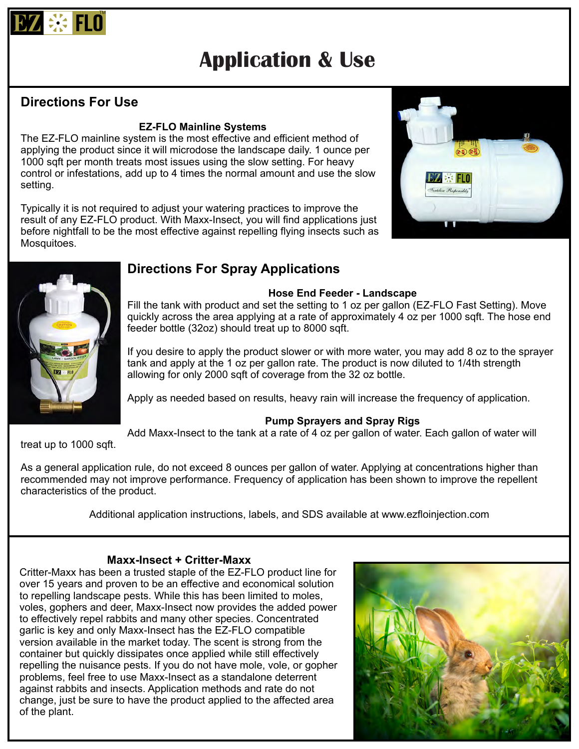# Application & Use

## Directions For Use

### EZ-FLO Mainline Systems

The EZ-FLO mainline system is the most effective and efficient method of applying the product since it will microdose the landscape daily. 1 ounce per 1000 sqft per month treats most issues using the slow setting. For heavy control or infestations, add up to 4 times the normal amount and use the slow setting.

Typically it is not required to adjust your watering practices to improve the result of any EZ-FLO product. With Maxx-Insect, you will find applications just before nightfall to be the most effective against repelling flying insects such as Mosquitoes.

## Directions For Spray Applications

### Hose End Feeder - Landscape

Fill the tank with product and set the setting to 1 oz per gallon (EZ-FLO Fast Setting). Move quickly across the area applying at a rate of approximately 4 oz per 1000 sqft. The hose end feeder bottle (32oz) should treat up to 8000 sqft.

If you desire to apply the product slower or with more water, you may add 8 oz to the sprayer tank and apply at the 1 oz per gallon rate. The product is now diluted to 1/4th strength allowing for only 2000 sqft of coverage from the 32 oz bottle.

Apply as needed based on results, heavy rain will increase the frequency of application.

### Pump Sprayers and Spray Rigs

Add Maxx-Insect to the tank at a rate of 4 oz per gallon of water. Each gallon of water will treat up to 1000 sqft.

As a general application rule, do not exceed 8 ounces per gallon of water. Applying at concentrations higher than recommended may not improve performance. Frequency of application has been shown to improve the repellent characteristics of the product.

Additional application instructions, labels, and SDS available at www.ezfloinjection.com

### Maxx-Insect + Critter-Maxx

Critter-Maxx has been a trusted staple of the EZ-FLO product line for over 15 years and proven to be an effective and economical solution to repelling landscape pests. While this has been limited to moles, voles, gophers and deer, Maxx-Insect now provides the added power to effectively repel rabbits and many other species. Concentrated garlic is key and only Maxx-Insect has the EZ-FLO compatible version available in the market today. The scent is strong from the container but quickly dissipates once applied while still effectively repelling the nuisance pests. If you do not have mole, vole, or gopher problems, feel free to use Maxx-Insect as a standalone deterrent against rabbits and insects. Application methods and rate do not change, just be sure to have the product applied to the affected area of the plant.